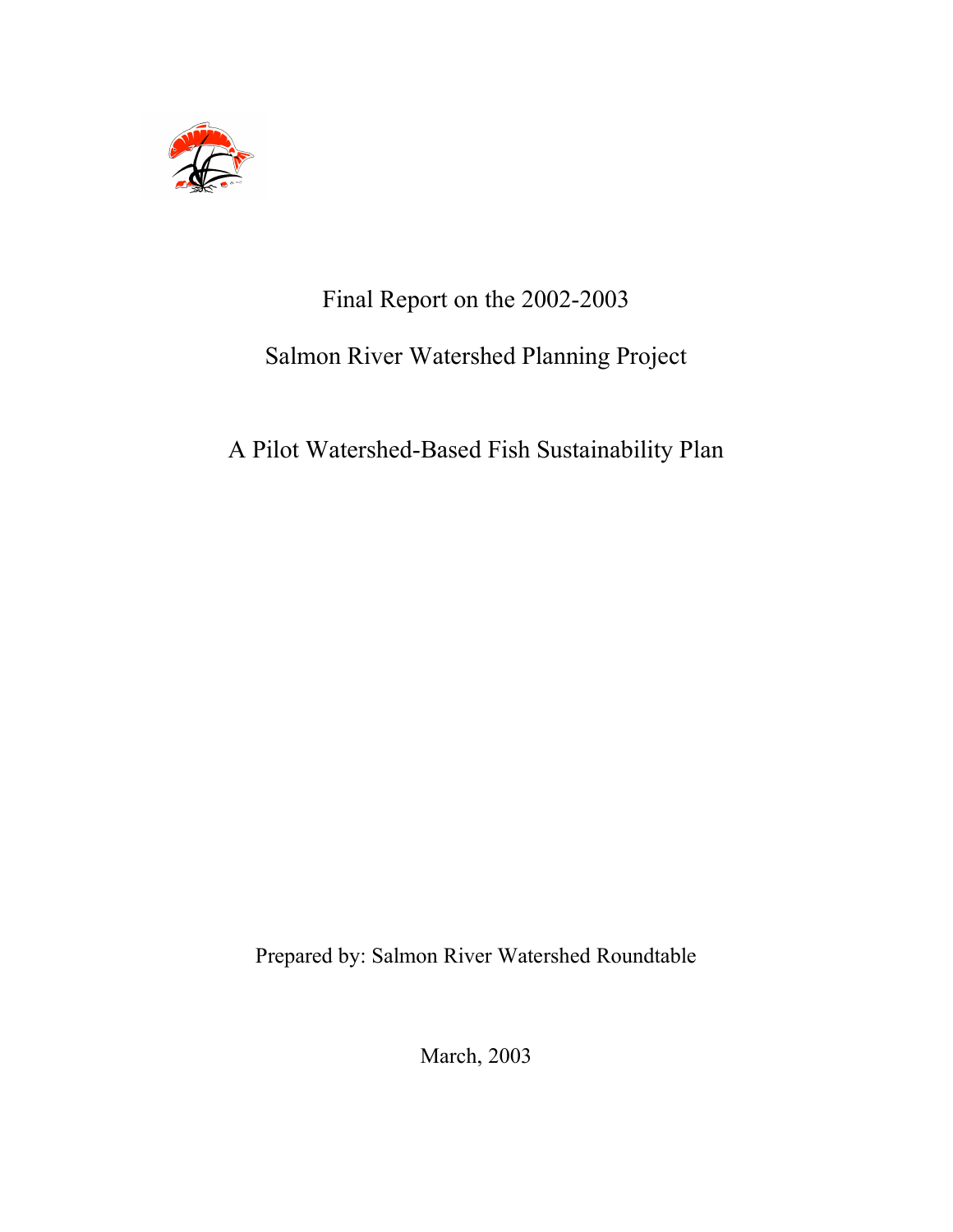# Final Report on the 2002-2003

# Salmon River Watershed Planning Project

## A Pilot Watershed-Based Fish Sustainability Plan

Prepared by: Salmon River Watershed Roundtable

March, 2003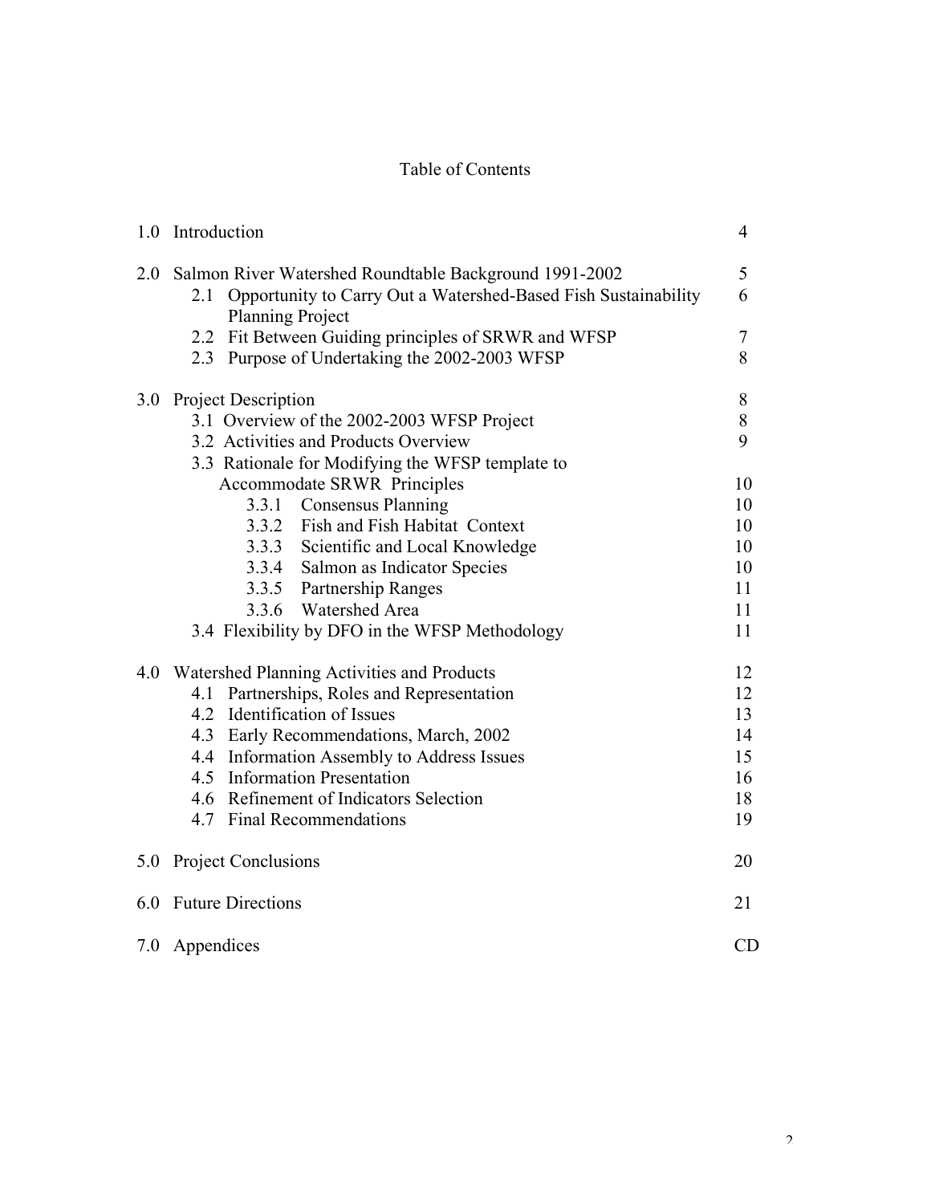# Table of Contents

| | | |
|---|---|---|
| 1.0 | Introduction | 4 |
| 2.0 | Salmon River Watershed Roundtable Background 1991-2002 | 5 |
| | 2.1 Opportunity to Carry Out a Watershed-Based Fish Sustainability Planning Project | 6 |
| | 2.2 Fit Between Guiding principles of SRWR and WFSP | 7 |
| | 2.3 Purpose of Undertaking the 2002-2003 WFSP | 8 |
| 3.0 | Project Description | 8 |
| | 3.1 Overview of the 2002-2003 WFSP Project | 8 |
| | 3.2 Activities and Products Overview | 9 |
| | 3.3 Rationale for Modifying the WFSP template to Accommodate SRWR Principles | 10 |
| | 3.3.1 Consensus Planning | 10 |
| | 3.3.2 Fish and Fish Habitat Context | 10 |
| | 3.3.3 Scientific and Local Knowledge | 10 |
| | 3.3.4 Salmon as Indicator Species | 10 |
| | 3.3.5 Partnership Ranges | 11 |
| | 3.3.6 Watershed Area | 11 |
| | 3.4 Flexibility by DFO in the WFSP Methodology | 11 |
| 4.0 | Watershed Planning Activities and Products | 12 |
| | 4.1 Partnerships, Roles and Representation | 12 |
| | 4.2 Identification of Issues | 13 |
| | 4.3 Early Recommendations, March, 2002 | 14 |
| | 4.4 Information Assembly to Address Issues | 15 |
| | 4.5 Information Presentation | 16 |
| | 4.6 Refinement of Indicators Selection | 18 |
| | 4.7 Final Recommendations | 19 |
| 5.0 | Project Conclusions | 20 |
| 6.0 | Future Directions | 21 |
| 7.0 | Appendices | CD |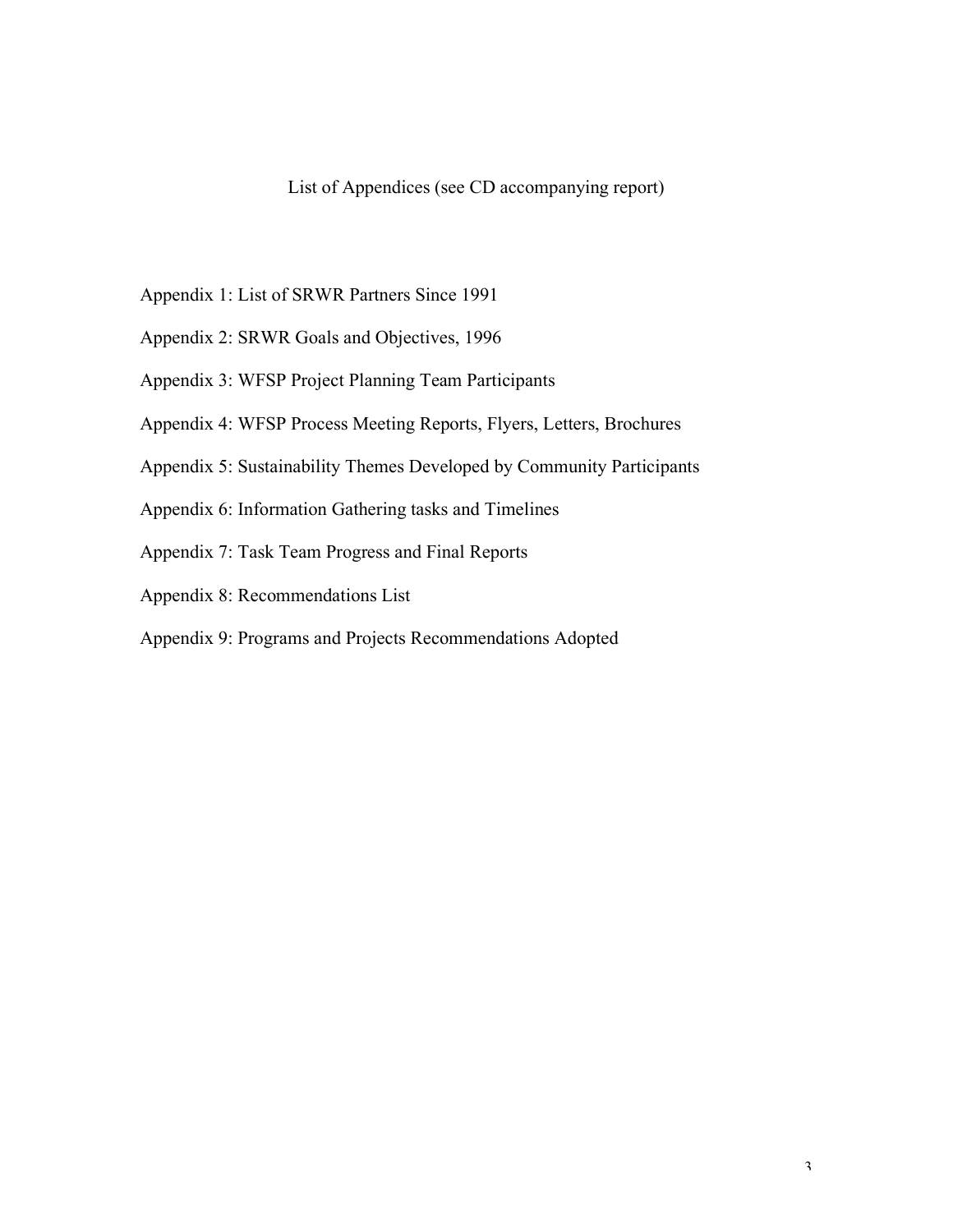# List of Appendices (see CD accompanying report)

Appendix 1: List of SRWR Partners Since 1991

Appendix 2: SRWR Goals and Objectives, 1996

Appendix 3: WFSP Project Planning Team Participants

Appendix 4: WFSP Process Meeting Reports, Flyers, Letters, Brochures

Appendix 5: Sustainability Themes Developed by Community Participants

Appendix 6: Information Gathering tasks and Timelines

Appendix 7: Task Team Progress and Final Reports

Appendix 8: Recommendations List

Appendix 9: Programs and Projects Recommendations Adopted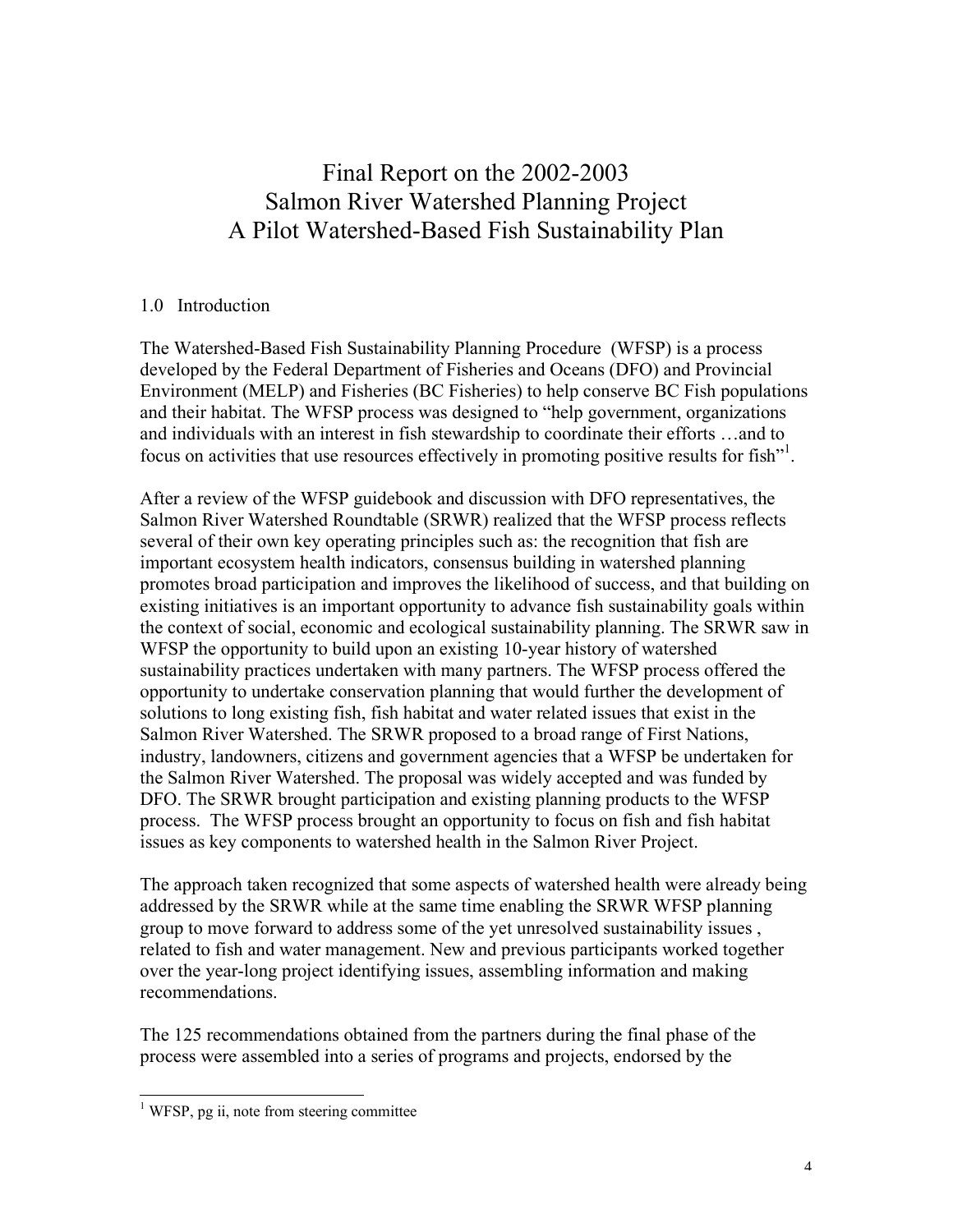# Final Report on the 2002-2003 Salmon River Watershed Planning Project A Pilot Watershed-Based Fish Sustainability Plan

## 1.0 Introduction

The Watershed-Based Fish Sustainability Planning Procedure (WFSP) is a process developed by the Federal Department of Fisheries and Oceans (DFO) and Provincial Environment (MELP) and Fisheries (BC Fisheries) to help conserve BC Fish populations and their habitat. The WFSP process was designed to "help government, organizations and individuals with an interest in fish stewardship to coordinate their efforts …and to focus on activities that use resources effectively in promoting positive results for fish"[1].

After a review of the WFSP guidebook and discussion with DFO representatives, the Salmon River Watershed Roundtable (SRWR) realized that the WFSP process reflects several of their own key operating principles such as: the recognition that fish are important ecosystem health indicators, consensus building in watershed planning promotes broad participation and improves the likelihood of success, and that building on existing initiatives is an important opportunity to advance fish sustainability goals within the context of social, economic and ecological sustainability planning. The SRWR saw in WFSP the opportunity to build upon an existing 10-year history of watershed sustainability practices undertaken with many partners. The WFSP process offered the opportunity to undertake conservation planning that would further the development of solutions to long existing fish, fish habitat and water related issues that exist in the Salmon River Watershed. The SRWR proposed to a broad range of First Nations, industry, landowners, citizens and government agencies that a WFSP be undertaken for the Salmon River Watershed. The proposal was widely accepted and was funded by DFO. The SRWR brought participation and existing planning products to the WFSP process. The WFSP process brought an opportunity to focus on fish and fish habitat issues as key components to watershed health in the Salmon River Project.

The approach taken recognized that some aspects of watershed health were already being addressed by the SRWR while at the same time enabling the SRWR WFSP planning group to move forward to address some of the yet unresolved sustainability issues , related to fish and water management. New and previous participants worked together over the year-long project identifying issues, assembling information and making recommendations.

The 125 recommendations obtained from the partners during the final phase of the process were assembled into a series of programs and projects, endorsed by the

[1] WFSP, pg ii, note from steering committee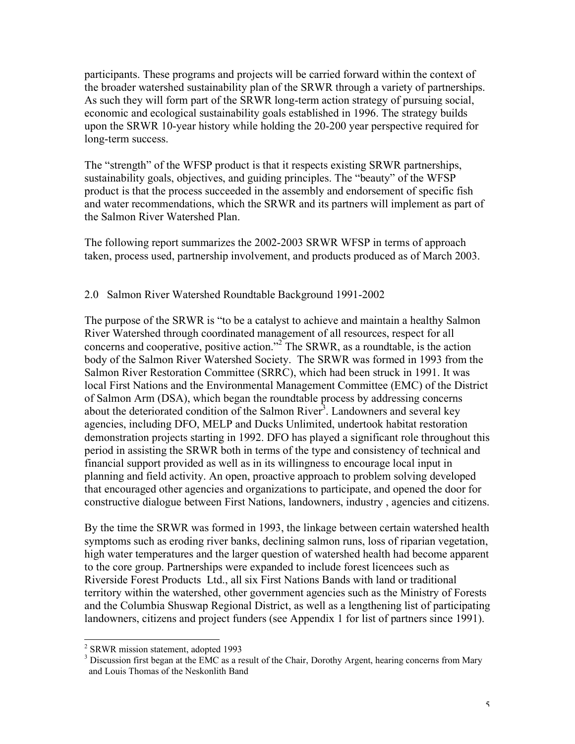participants. These programs and projects will be carried forward within the context of the broader watershed sustainability plan of the SRWR through a variety of partnerships. As such they will form part of the SRWR long-term action strategy of pursuing social, economic and ecological sustainability goals established in 1996. The strategy builds upon the SRWR 10-year history while holding the 20-200 year perspective required for long-term success.

The "strength" of the WFSP product is that it respects existing SRWR partnerships, sustainability goals, objectives, and guiding principles. The "beauty" of the WFSP product is that the process succeeded in the assembly and endorsement of specific fish and water recommendations, which the SRWR and its partners will implement as part of the Salmon River Watershed Plan.

The following report summarizes the 2002-2003 SRWR WFSP in terms of approach taken, process used, partnership involvement, and products produced as of March 2003.

## 2.0 Salmon River Watershed Roundtable Background 1991-2002

The purpose of the SRWR is "to be a catalyst to achieve and maintain a healthy Salmon River Watershed through coordinated management of all resources, respect for all concerns and cooperative, positive action."[2] The SRWR, as a roundtable, is the action body of the Salmon River Watershed Society. The SRWR was formed in 1993 from the Salmon River Restoration Committee (SRRC), which had been struck in 1991. It was local First Nations and the Environmental Management Committee (EMC) of the District of Salmon Arm (DSA), which began the roundtable process by addressing concerns about the deteriorated condition of the Salmon River[3]. Landowners and several key agencies, including DFO, MELP and Ducks Unlimited, undertook habitat restoration demonstration projects starting in 1992. DFO has played a significant role throughout this period in assisting the SRWR both in terms of the type and consistency of technical and financial support provided as well as in its willingness to encourage local input in planning and field activity. An open, proactive approach to problem solving developed that encouraged other agencies and organizations to participate, and opened the door for constructive dialogue between First Nations, landowners, industry , agencies and citizens.

By the time the SRWR was formed in 1993, the linkage between certain watershed health symptoms such as eroding river banks, declining salmon runs, loss of riparian vegetation, high water temperatures and the larger question of watershed health had become apparent to the core group. Partnerships were expanded to include forest licencees such as Riverside Forest Products Ltd., all six First Nations Bands with land or traditional territory within the watershed, other government agencies such as the Ministry of Forests and the Columbia Shuswap Regional District, as well as a lengthening list of participating landowners, citizens and project funders (see Appendix 1 for list of partners since 1991).

[2] SRWR mission statement, adopted 1993

[3] Discussion first began at the EMC as a result of the Chair, Dorothy Argent, hearing concerns from Mary and Louis Thomas of the Neskonlith Band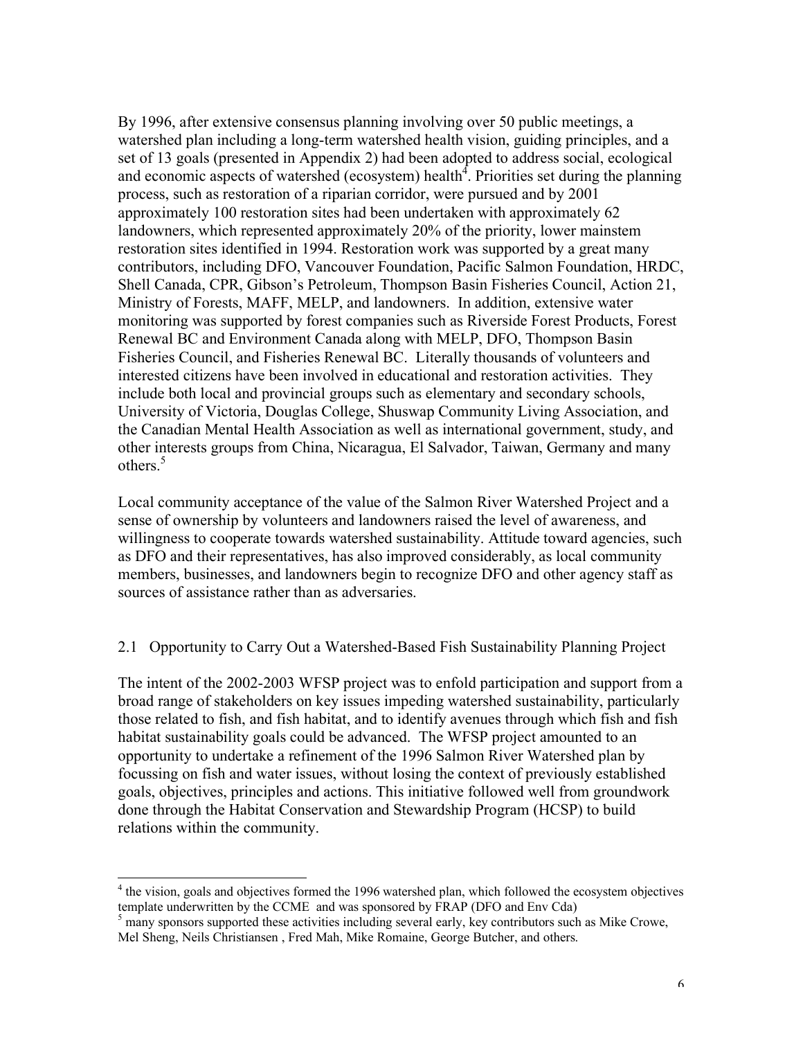By 1996, after extensive consensus planning involving over 50 public meetings, a watershed plan including a long-term watershed health vision, guiding principles, and a set of 13 goals (presented in Appendix 2) had been adopted to address social, ecological and economic aspects of watershed (ecosystem) health[4]. Priorities set during the planning process, such as restoration of a riparian corridor, were pursued and by 2001 approximately 100 restoration sites had been undertaken with approximately 62 landowners, which represented approximately 20% of the priority, lower mainstem restoration sites identified in 1994. Restoration work was supported by a great many contributors, including DFO, Vancouver Foundation, Pacific Salmon Foundation, HRDC, Shell Canada, CPR, Gibson's Petroleum, Thompson Basin Fisheries Council, Action 21, Ministry of Forests, MAFF, MELP, and landowners. In addition, extensive water monitoring was supported by forest companies such as Riverside Forest Products, Forest Renewal BC and Environment Canada along with MELP, DFO, Thompson Basin Fisheries Council, and Fisheries Renewal BC. Literally thousands of volunteers and interested citizens have been involved in educational and restoration activities. They include both local and provincial groups such as elementary and secondary schools, University of Victoria, Douglas College, Shuswap Community Living Association, and the Canadian Mental Health Association as well as international government, study, and other interests groups from China, Nicaragua, El Salvador, Taiwan, Germany and many others.[5]

Local community acceptance of the value of the Salmon River Watershed Project and a sense of ownership by volunteers and landowners raised the level of awareness, and willingness to cooperate towards watershed sustainability. Attitude toward agencies, such as DFO and their representatives, has also improved considerably, as local community members, businesses, and landowners begin to recognize DFO and other agency staff as sources of assistance rather than as adversaries.

## 2.1 Opportunity to Carry Out a Watershed-Based Fish Sustainability Planning Project

The intent of the 2002-2003 WFSP project was to enfold participation and support from a broad range of stakeholders on key issues impeding watershed sustainability, particularly those related to fish, and fish habitat, and to identify avenues through which fish and fish habitat sustainability goals could be advanced. The WFSP project amounted to an opportunity to undertake a refinement of the 1996 Salmon River Watershed plan by focussing on fish and water issues, without losing the context of previously established goals, objectives, principles and actions. This initiative followed well from groundwork done through the Habitat Conservation and Stewardship Program (HCSP) to build relations within the community.

---

[4] the vision, goals and objectives formed the 1996 watershed plan, which followed the ecosystem objectives template underwritten by the CCME and was sponsored by FRAP (DFO and Env Cda)

[5] many sponsors supported these activities including several early, key contributors such as Mike Crowe, Mel Sheng, Neils Christiansen , Fred Mah, Mike Romaine, George Butcher, and others.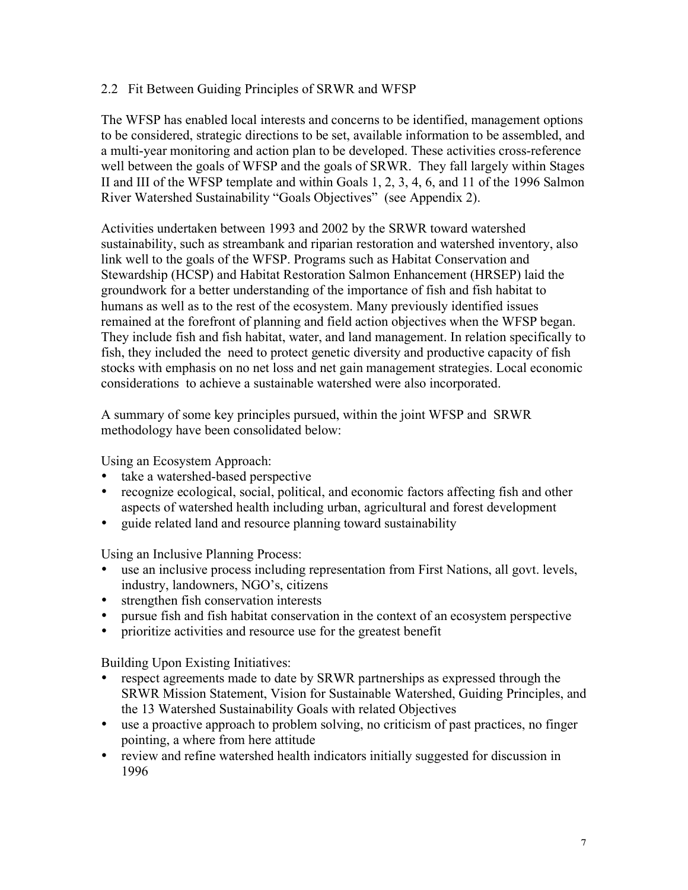## 2.2 Fit Between Guiding Principles of SRWR and WFSP

The WFSP has enabled local interests and concerns to be identified, management options to be considered, strategic directions to be set, available information to be assembled, and a multi-year monitoring and action plan to be developed. These activities cross-reference well between the goals of WFSP and the goals of SRWR. They fall largely within Stages II and III of the WFSP template and within Goals 1, 2, 3, 4, 6, and 11 of the 1996 Salmon River Watershed Sustainability "Goals Objectives" (see Appendix 2).

Activities undertaken between 1993 and 2002 by the SRWR toward watershed sustainability, such as streambank and riparian restoration and watershed inventory, also link well to the goals of the WFSP. Programs such as Habitat Conservation and Stewardship (HCSP) and Habitat Restoration Salmon Enhancement (HRSEP) laid the groundwork for a better understanding of the importance of fish and fish habitat to humans as well as to the rest of the ecosystem. Many previously identified issues remained at the forefront of planning and field action objectives when the WFSP began. They include fish and fish habitat, water, and land management. In relation specifically to fish, they included the need to protect genetic diversity and productive capacity of fish stocks with emphasis on no net loss and net gain management strategies. Local economic considerations to achieve a sustainable watershed were also incorporated.

A summary of some key principles pursued, within the joint WFSP and SRWR methodology have been consolidated below:

Using an Ecosystem Approach:

- take a watershed-based perspective
- recognize ecological, social, political, and economic factors affecting fish and other aspects of watershed health including urban, agricultural and forest development
- guide related land and resource planning toward sustainability

Using an Inclusive Planning Process:

- use an inclusive process including representation from First Nations, all govt. levels, industry, landowners, NGO's, citizens
- strengthen fish conservation interests
- pursue fish and fish habitat conservation in the context of an ecosystem perspective
- prioritize activities and resource use for the greatest benefit

Building Upon Existing Initiatives:

- respect agreements made to date by SRWR partnerships as expressed through the SRWR Mission Statement, Vision for Sustainable Watershed, Guiding Principles, and the 13 Watershed Sustainability Goals with related Objectives
- use a proactive approach to problem solving, no criticism of past practices, no finger pointing, a where from here attitude
- review and refine watershed health indicators initially suggested for discussion in 1996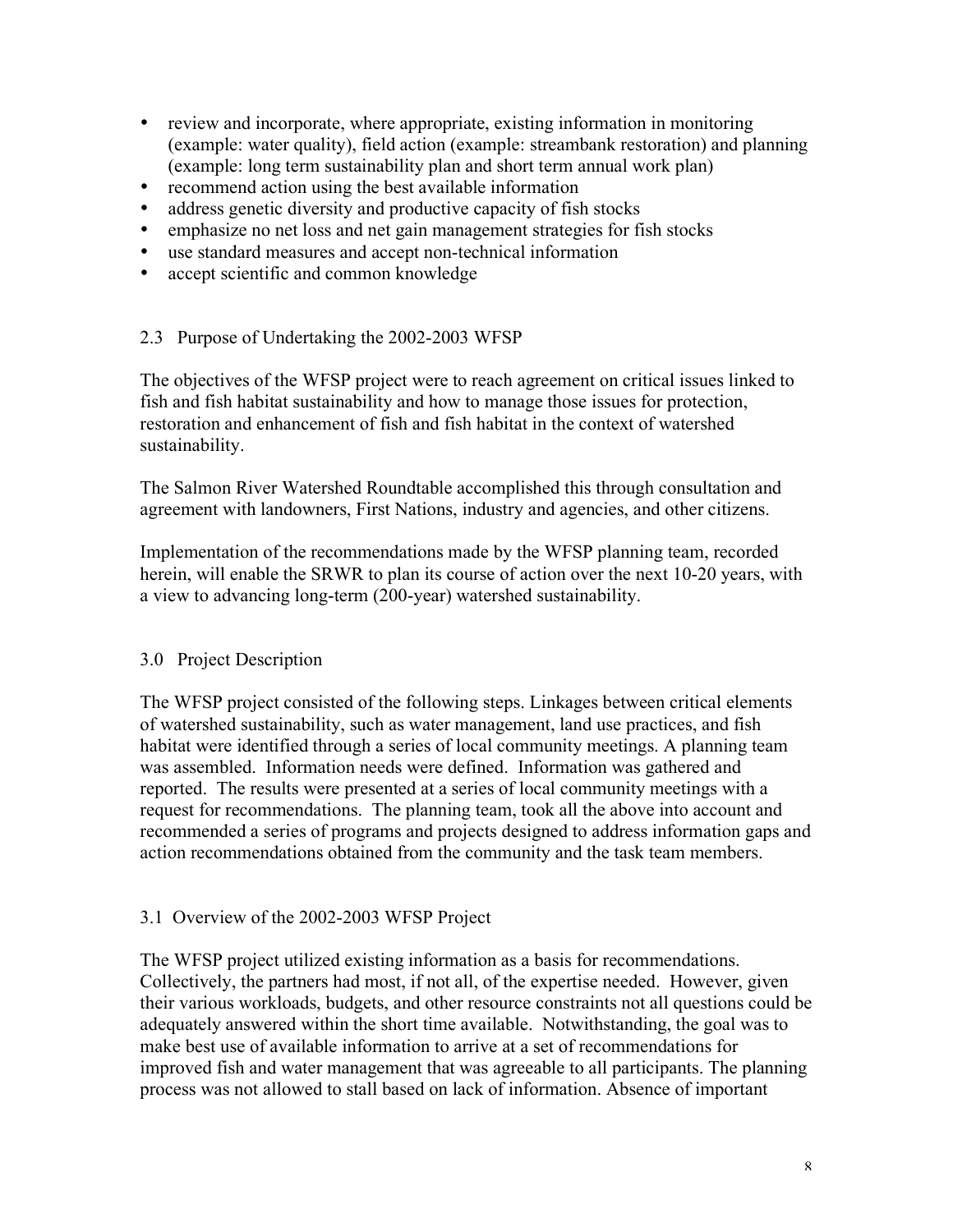- review and incorporate, where appropriate, existing information in monitoring (example: water quality), field action (example: streambank restoration) and planning (example: long term sustainability plan and short term annual work plan)
- recommend action using the best available information
- address genetic diversity and productive capacity of fish stocks
- emphasize no net loss and net gain management strategies for fish stocks
- use standard measures and accept non-technical information
- accept scientific and common knowledge

## 2.3 Purpose of Undertaking the 2002-2003 WFSP

The objectives of the WFSP project were to reach agreement on critical issues linked to fish and fish habitat sustainability and how to manage those issues for protection, restoration and enhancement of fish and fish habitat in the context of watershed sustainability.

The Salmon River Watershed Roundtable accomplished this through consultation and agreement with landowners, First Nations, industry and agencies, and other citizens.

Implementation of the recommendations made by the WFSP planning team, recorded herein, will enable the SRWR to plan its course of action over the next 10-20 years, with a view to advancing long-term (200-year) watershed sustainability.

# 3.0 Project Description

The WFSP project consisted of the following steps. Linkages between critical elements of watershed sustainability, such as water management, land use practices, and fish habitat were identified through a series of local community meetings. A planning team was assembled. Information needs were defined. Information was gathered and reported. The results were presented at a series of local community meetings with a request for recommendations. The planning team, took all the above into account and recommended a series of programs and projects designed to address information gaps and action recommendations obtained from the community and the task team members.

## 3.1 Overview of the 2002-2003 WFSP Project

The WFSP project utilized existing information as a basis for recommendations. Collectively, the partners had most, if not all, of the expertise needed. However, given their various workloads, budgets, and other resource constraints not all questions could be adequately answered within the short time available. Notwithstanding, the goal was to make best use of available information to arrive at a set of recommendations for improved fish and water management that was agreeable to all participants. The planning process was not allowed to stall based on lack of information. Absence of important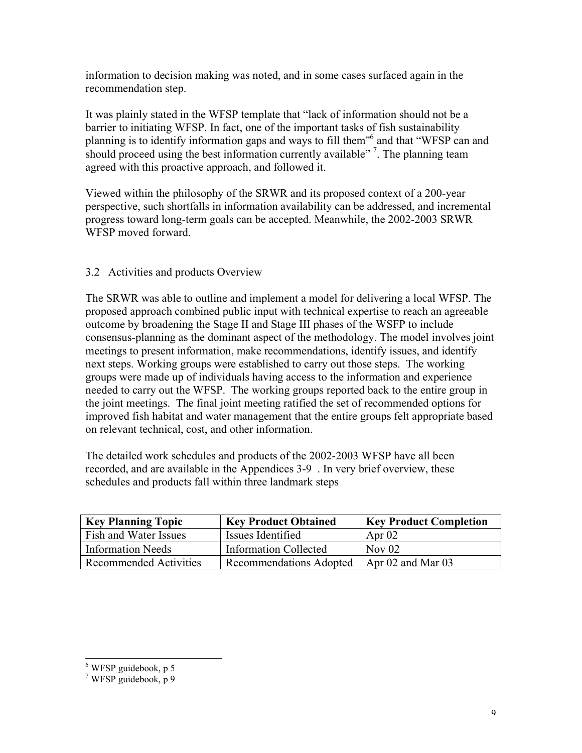information to decision making was noted, and in some cases surfaced again in the recommendation step.

It was plainly stated in the WFSP template that "lack of information should not be a barrier to initiating WFSP. In fact, one of the important tasks of fish sustainability planning is to identify information gaps and ways to fill them"[6] and that "WFSP can and should proceed using the best information currently available" [7]. The planning team agreed with this proactive approach, and followed it.

Viewed within the philosophy of the SRWR and its proposed context of a 200-year perspective, such shortfalls in information availability can be addressed, and incremental progress toward long-term goals can be accepted. Meanwhile, the 2002-2003 SRWR WFSP moved forward.

## 3.2 Activities and products Overview

The SRWR was able to outline and implement a model for delivering a local WFSP. The proposed approach combined public input with technical expertise to reach an agreeable outcome by broadening the Stage II and Stage III phases of the WSFP to include consensus-planning as the dominant aspect of the methodology. The model involves joint meetings to present information, make recommendations, identify issues, and identify next steps. Working groups were established to carry out those steps. The working groups were made up of individuals having access to the information and experience needed to carry out the WFSP. The working groups reported back to the entire group in the joint meetings. The final joint meeting ratified the set of recommended options for improved fish habitat and water management that the entire groups felt appropriate based on relevant technical, cost, and other information.

The detailed work schedules and products of the 2002-2003 WFSP have all been recorded, and are available in the Appendices 3-9 . In very brief overview, these schedules and products fall within three landmark steps

| **Key Planning Topic** | **Key Product Obtained** | **Key Product Completion** |
|---|---|---|
| Fish and Water Issues | Issues Identified | Apr 02 |
| Information Needs | Information Collected | Nov 02 |
| Recommended Activities | Recommendations Adopted | Apr 02 and Mar 03 |

---

[6] WFSP guidebook, p 5

[7] WFSP guidebook, p 9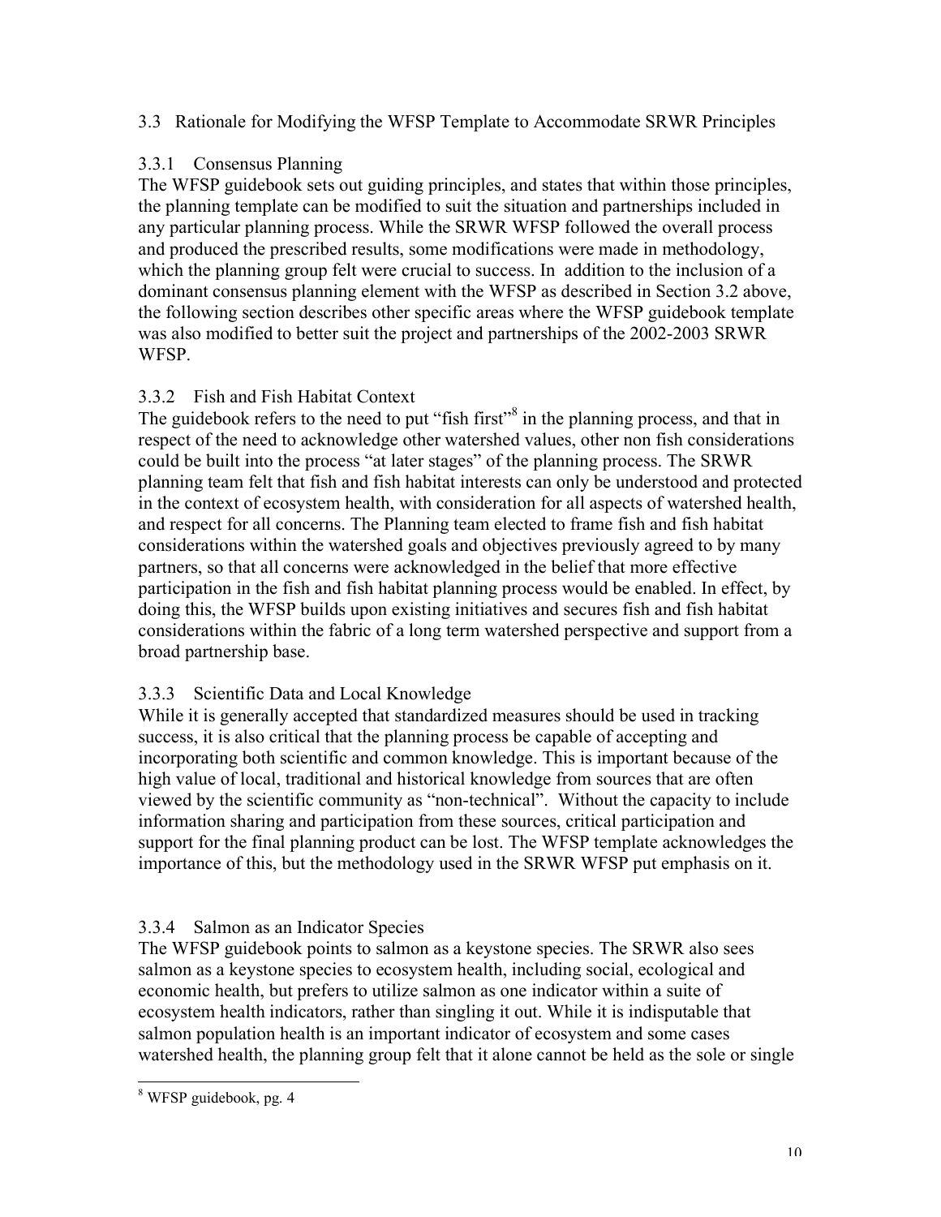## 3.3 Rationale for Modifying the WFSP Template to Accommodate SRWR Principles

### 3.3.1 Consensus Planning

The WFSP guidebook sets out guiding principles, and states that within those principles, the planning template can be modified to suit the situation and partnerships included in any particular planning process. While the SRWR WFSP followed the overall process and produced the prescribed results, some modifications were made in methodology, which the planning group felt were crucial to success. In addition to the inclusion of a dominant consensus planning element with the WFSP as described in Section 3.2 above, the following section describes other specific areas where the WFSP guidebook template was also modified to better suit the project and partnerships of the 2002-2003 SRWR WFSP.

### 3.3.2 Fish and Fish Habitat Context

The guidebook refers to the need to put "fish first"[8] in the planning process, and that in respect of the need to acknowledge other watershed values, other non fish considerations could be built into the process "at later stages" of the planning process. The SRWR planning team felt that fish and fish habitat interests can only be understood and protected in the context of ecosystem health, with consideration for all aspects of watershed health, and respect for all concerns. The Planning team elected to frame fish and fish habitat considerations within the watershed goals and objectives previously agreed to by many partners, so that all concerns were acknowledged in the belief that more effective participation in the fish and fish habitat planning process would be enabled. In effect, by doing this, the WFSP builds upon existing initiatives and secures fish and fish habitat considerations within the fabric of a long term watershed perspective and support from a broad partnership base.

### 3.3.3 Scientific Data and Local Knowledge

While it is generally accepted that standardized measures should be used in tracking success, it is also critical that the planning process be capable of accepting and incorporating both scientific and common knowledge. This is important because of the high value of local, traditional and historical knowledge from sources that are often viewed by the scientific community as "non-technical". Without the capacity to include information sharing and participation from these sources, critical participation and support for the final planning product can be lost. The WFSP template acknowledges the importance of this, but the methodology used in the SRWR WFSP put emphasis on it.

### 3.3.4 Salmon as an Indicator Species

The WFSP guidebook points to salmon as a keystone species. The SRWR also sees salmon as a keystone species to ecosystem health, including social, ecological and economic health, but prefers to utilize salmon as one indicator within a suite of ecosystem health indicators, rather than singling it out. While it is indisputable that salmon population health is an important indicator of ecosystem and some cases watershed health, the planning group felt that it alone cannot be held as the sole or single

---

[8] WFSP guidebook, pg. 4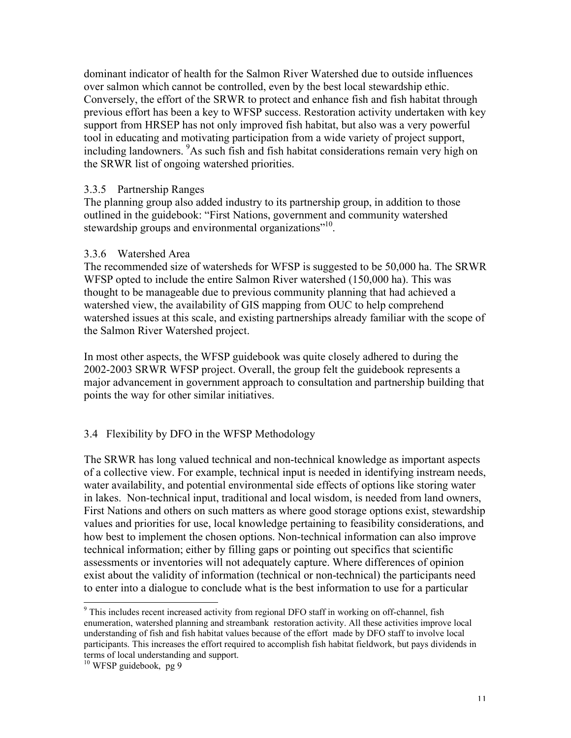dominant indicator of health for the Salmon River Watershed due to outside influences over salmon which cannot be controlled, even by the best local stewardship ethic. Conversely, the effort of the SRWR to protect and enhance fish and fish habitat through previous effort has been a key to WFSP success. Restoration activity undertaken with key support from HRSEP has not only improved fish habitat, but also was a very powerful tool in educating and motivating participation from a wide variety of project support, including landowners. [9]As such fish and fish habitat considerations remain very high on the SRWR list of ongoing watershed priorities.

### 3.3.5 Partnership Ranges

The planning group also added industry to its partnership group, in addition to those outlined in the guidebook: "First Nations, government and community watershed stewardship groups and environmental organizations"[10].

### 3.3.6 Watershed Area

The recommended size of watersheds for WFSP is suggested to be 50,000 ha. The SRWR WFSP opted to include the entire Salmon River watershed (150,000 ha). This was thought to be manageable due to previous community planning that had achieved a watershed view, the availability of GIS mapping from OUC to help comprehend watershed issues at this scale, and existing partnerships already familiar with the scope of the Salmon River Watershed project.

In most other aspects, the WFSP guidebook was quite closely adhered to during the 2002-2003 SRWR WFSP project. Overall, the group felt the guidebook represents a major advancement in government approach to consultation and partnership building that points the way for other similar initiatives.

## 3.4 Flexibility by DFO in the WFSP Methodology

The SRWR has long valued technical and non-technical knowledge as important aspects of a collective view. For example, technical input is needed in identifying instream needs, water availability, and potential environmental side effects of options like storing water in lakes. Non-technical input, traditional and local wisdom, is needed from land owners, First Nations and others on such matters as where good storage options exist, stewardship values and priorities for use, local knowledge pertaining to feasibility considerations, and how best to implement the chosen options. Non-technical information can also improve technical information; either by filling gaps or pointing out specifics that scientific assessments or inventories will not adequately capture. Where differences of opinion exist about the validity of information (technical or non-technical) the participants need to enter into a dialogue to conclude what is the best information to use for a particular

---

[9] This includes recent increased activity from regional DFO staff in working on off-channel, fish enumeration, watershed planning and streambank restoration activity. All these activities improve local understanding of fish and fish habitat values because of the effort made by DFO staff to involve local participants. This increases the effort required to accomplish fish habitat fieldwork, but pays dividends in terms of local understanding and support.

[10] WFSP guidebook, pg 9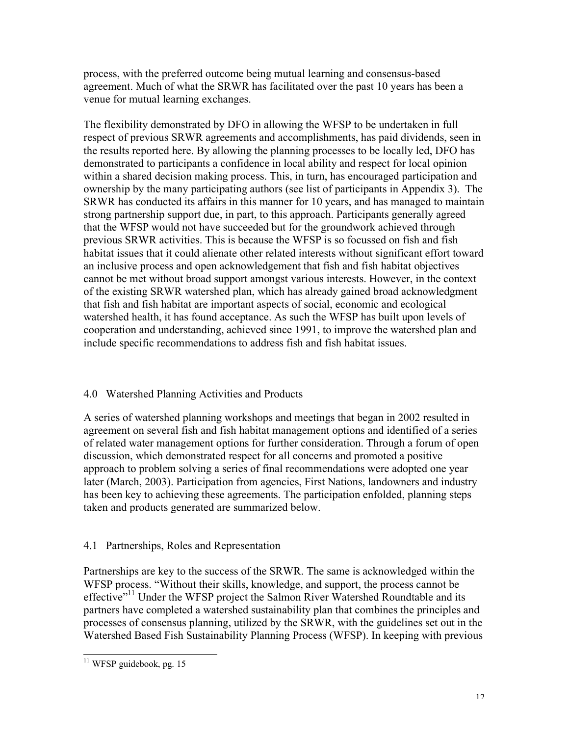process, with the preferred outcome being mutual learning and consensus-based agreement. Much of what the SRWR has facilitated over the past 10 years has been a venue for mutual learning exchanges.

The flexibility demonstrated by DFO in allowing the WFSP to be undertaken in full respect of previous SRWR agreements and accomplishments, has paid dividends, seen in the results reported here. By allowing the planning processes to be locally led, DFO has demonstrated to participants a confidence in local ability and respect for local opinion within a shared decision making process. This, in turn, has encouraged participation and ownership by the many participating authors (see list of participants in Appendix 3). The SRWR has conducted its affairs in this manner for 10 years, and has managed to maintain strong partnership support due, in part, to this approach. Participants generally agreed that the WFSP would not have succeeded but for the groundwork achieved through previous SRWR activities. This is because the WFSP is so focussed on fish and fish habitat issues that it could alienate other related interests without significant effort toward an inclusive process and open acknowledgement that fish and fish habitat objectives cannot be met without broad support amongst various interests. However, in the context of the existing SRWR watershed plan, which has already gained broad acknowledgment that fish and fish habitat are important aspects of social, economic and ecological watershed health, it has found acceptance. As such the WFSP has built upon levels of cooperation and understanding, achieved since 1991, to improve the watershed plan and include specific recommendations to address fish and fish habitat issues.

## 4.0 Watershed Planning Activities and Products

A series of watershed planning workshops and meetings that began in 2002 resulted in agreement on several fish and fish habitat management options and identified of a series of related water management options for further consideration. Through a forum of open discussion, which demonstrated respect for all concerns and promoted a positive approach to problem solving a series of final recommendations were adopted one year later (March, 2003). Participation from agencies, First Nations, landowners and industry has been key to achieving these agreements. The participation enfolded, planning steps taken and products generated are summarized below.

### 4.1 Partnerships, Roles and Representation

Partnerships are key to the success of the SRWR. The same is acknowledged within the WFSP process. "Without their skills, knowledge, and support, the process cannot be effective"[11] Under the WFSP project the Salmon River Watershed Roundtable and its partners have completed a watershed sustainability plan that combines the principles and processes of consensus planning, utilized by the SRWR, with the guidelines set out in the Watershed Based Fish Sustainability Planning Process (WFSP). In keeping with previous

---

[11] WFSP guidebook, pg. 15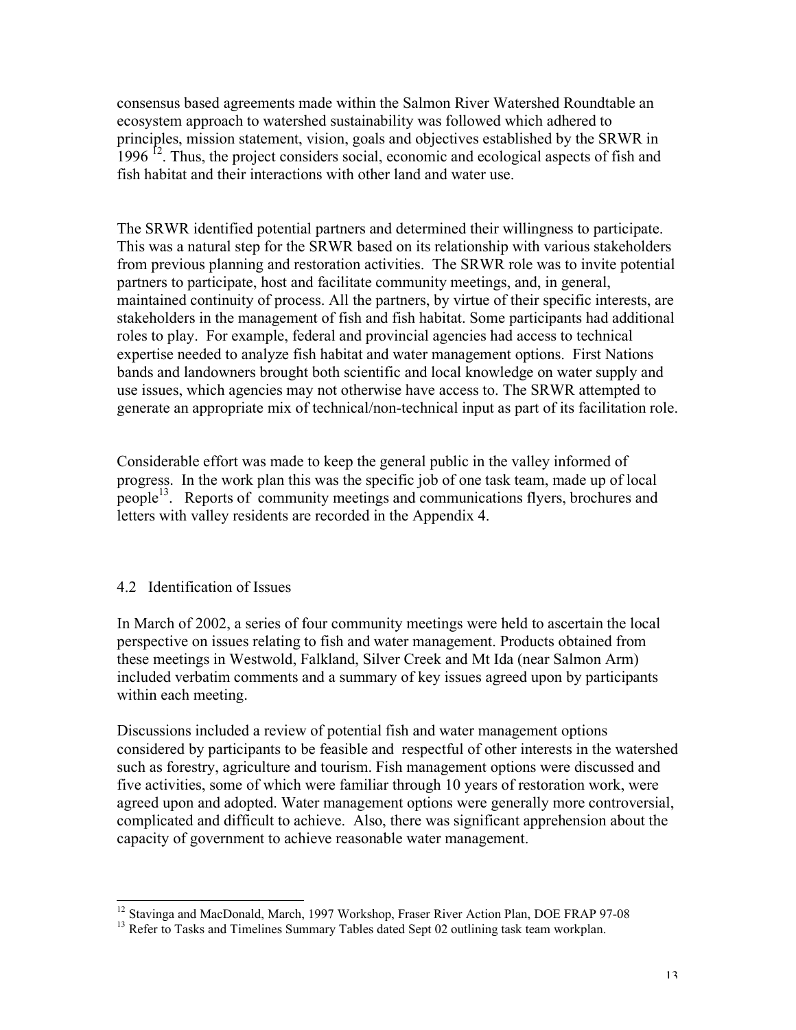consensus based agreements made within the Salmon River Watershed Roundtable an ecosystem approach to watershed sustainability was followed which adhered to principles, mission statement, vision, goals and objectives established by the SRWR in 1996 [12]. Thus, the project considers social, economic and ecological aspects of fish and fish habitat and their interactions with other land and water use.

The SRWR identified potential partners and determined their willingness to participate. This was a natural step for the SRWR based on its relationship with various stakeholders from previous planning and restoration activities. The SRWR role was to invite potential partners to participate, host and facilitate community meetings, and, in general, maintained continuity of process. All the partners, by virtue of their specific interests, are stakeholders in the management of fish and fish habitat. Some participants had additional roles to play. For example, federal and provincial agencies had access to technical expertise needed to analyze fish habitat and water management options. First Nations bands and landowners brought both scientific and local knowledge on water supply and use issues, which agencies may not otherwise have access to. The SRWR attempted to generate an appropriate mix of technical/non-technical input as part of its facilitation role.

Considerable effort was made to keep the general public in the valley informed of progress. In the work plan this was the specific job of one task team, made up of local people[13]. Reports of community meetings and communications flyers, brochures and letters with valley residents are recorded in the Appendix 4.

## 4.2 Identification of Issues

In March of 2002, a series of four community meetings were held to ascertain the local perspective on issues relating to fish and water management. Products obtained from these meetings in Westwold, Falkland, Silver Creek and Mt Ida (near Salmon Arm) included verbatim comments and a summary of key issues agreed upon by participants within each meeting.

Discussions included a review of potential fish and water management options considered by participants to be feasible and respectful of other interests in the watershed such as forestry, agriculture and tourism. Fish management options were discussed and five activities, some of which were familiar through 10 years of restoration work, were agreed upon and adopted. Water management options were generally more controversial, complicated and difficult to achieve. Also, there was significant apprehension about the capacity of government to achieve reasonable water management.

---

[12] Stavinga and MacDonald, March, 1997 Workshop, Fraser River Action Plan, DOE FRAP 97-08

[13] Refer to Tasks and Timelines Summary Tables dated Sept 02 outlining task team workplan.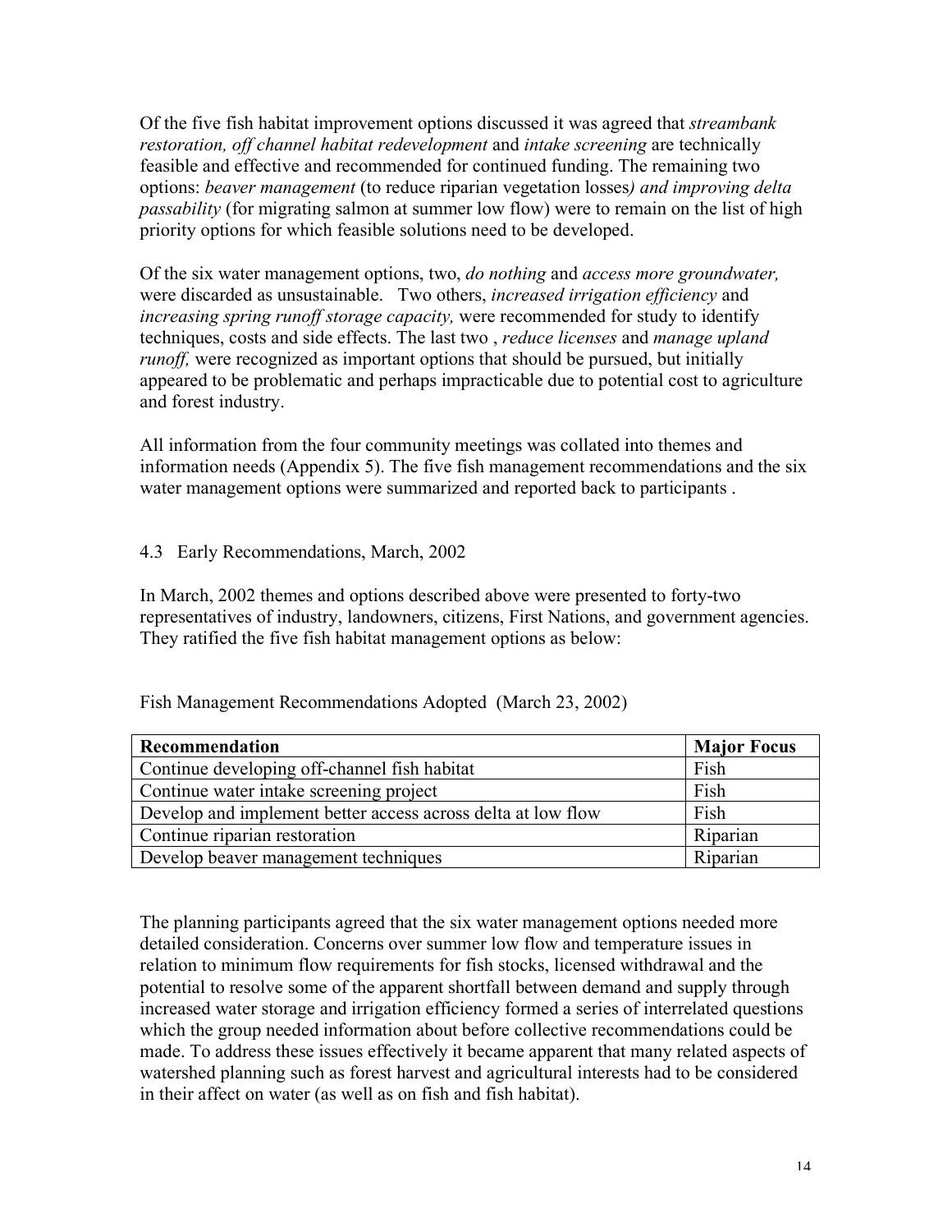Of the five fish habitat improvement options discussed it was agreed that *streambank restoration, off channel habitat redevelopment* and *intake screening* are technically feasible and effective and recommended for continued funding. The remaining two options: *beaver management* (to reduce riparian vegetation losses*) and improving delta passability* (for migrating salmon at summer low flow) were to remain on the list of high priority options for which feasible solutions need to be developed.

Of the six water management options, two, *do nothing* and *access more groundwater,* were discarded as unsustainable. Two others, *increased irrigation efficiency* and *increasing spring runoff storage capacity,* were recommended for study to identify techniques, costs and side effects. The last two , *reduce licenses* and *manage upland runoff,* were recognized as important options that should be pursued, but initially appeared to be problematic and perhaps impracticable due to potential cost to agriculture and forest industry.

All information from the four community meetings was collated into themes and information needs (Appendix 5). The five fish management recommendations and the six water management options were summarized and reported back to participants .

## 4.3 Early Recommendations, March, 2002

In March, 2002 themes and options described above were presented to forty-two representatives of industry, landowners, citizens, First Nations, and government agencies. They ratified the five fish habitat management options as below:

Fish Management Recommendations Adopted (March 23, 2002)

| **Recommendation** | **Major Focus** |
|---|---|
| Continue developing off-channel fish habitat | Fish |
| Continue water intake screening project | Fish |
| Develop and implement better access across delta at low flow | Fish |
| Continue riparian restoration | Riparian |
| Develop beaver management techniques | Riparian |

The planning participants agreed that the six water management options needed more detailed consideration. Concerns over summer low flow and temperature issues in relation to minimum flow requirements for fish stocks, licensed withdrawal and the potential to resolve some of the apparent shortfall between demand and supply through increased water storage and irrigation efficiency formed a series of interrelated questions which the group needed information about before collective recommendations could be made. To address these issues effectively it became apparent that many related aspects of watershed planning such as forest harvest and agricultural interests had to be considered in their affect on water (as well as on fish and fish habitat).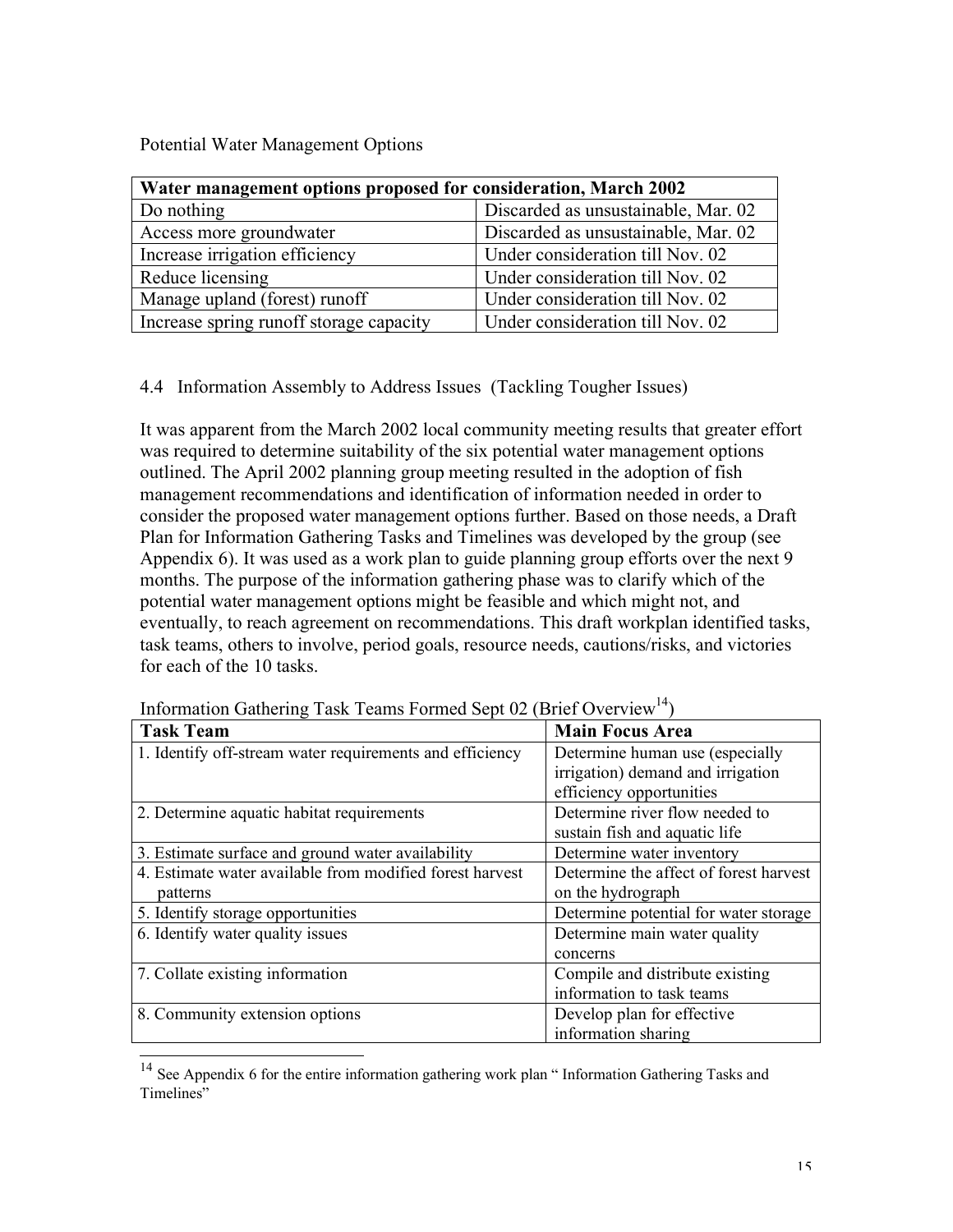Potential Water Management Options

| Water management options proposed for consideration, March 2002 | |
|---|---|
| Do nothing | Discarded as unsustainable, Mar. 02 |
| Access more groundwater | Discarded as unsustainable, Mar. 02 |
| Increase irrigation efficiency | Under consideration till Nov. 02 |
| Reduce licensing | Under consideration till Nov. 02 |
| Manage upland (forest) runoff | Under consideration till Nov. 02 |
| Increase spring runoff storage capacity | Under consideration till Nov. 02 |

## 4.4 Information Assembly to Address Issues (Tackling Tougher Issues)

It was apparent from the March 2002 local community meeting results that greater effort was required to determine suitability of the six potential water management options outlined. The April 2002 planning group meeting resulted in the adoption of fish management recommendations and identification of information needed in order to consider the proposed water management options further. Based on those needs, a Draft Plan for Information Gathering Tasks and Timelines was developed by the group (see Appendix 6). It was used as a work plan to guide planning group efforts over the next 9 months. The purpose of the information gathering phase was to clarify which of the potential water management options might be feasible and which might not, and eventually, to reach agreement on recommendations. This draft workplan identified tasks, task teams, others to involve, period goals, resource needs, cautions/risks, and victories for each of the 10 tasks.

Information Gathering Task Teams Formed Sept 02 (Brief Overview[14])

| Task Team | Main Focus Area |
|---|---|
| 1. Identify off-stream water requirements and efficiency | Determine human use (especially irrigation) demand and irrigation efficiency opportunities |
| 2. Determine aquatic habitat requirements | Determine river flow needed to sustain fish and aquatic life |
| 3. Estimate surface and ground water availability | Determine water inventory |
| 4. Estimate water available from modified forest harvest patterns | Determine the affect of forest harvest on the hydrograph |
| 5. Identify storage opportunities | Determine potential for water storage |
| 6. Identify water quality issues | Determine main water quality concerns |
| 7. Collate existing information | Compile and distribute existing information to task teams |
| 8. Community extension options | Develop plan for effective information sharing |

[14] See Appendix 6 for the entire information gathering work plan " Information Gathering Tasks and Timelines"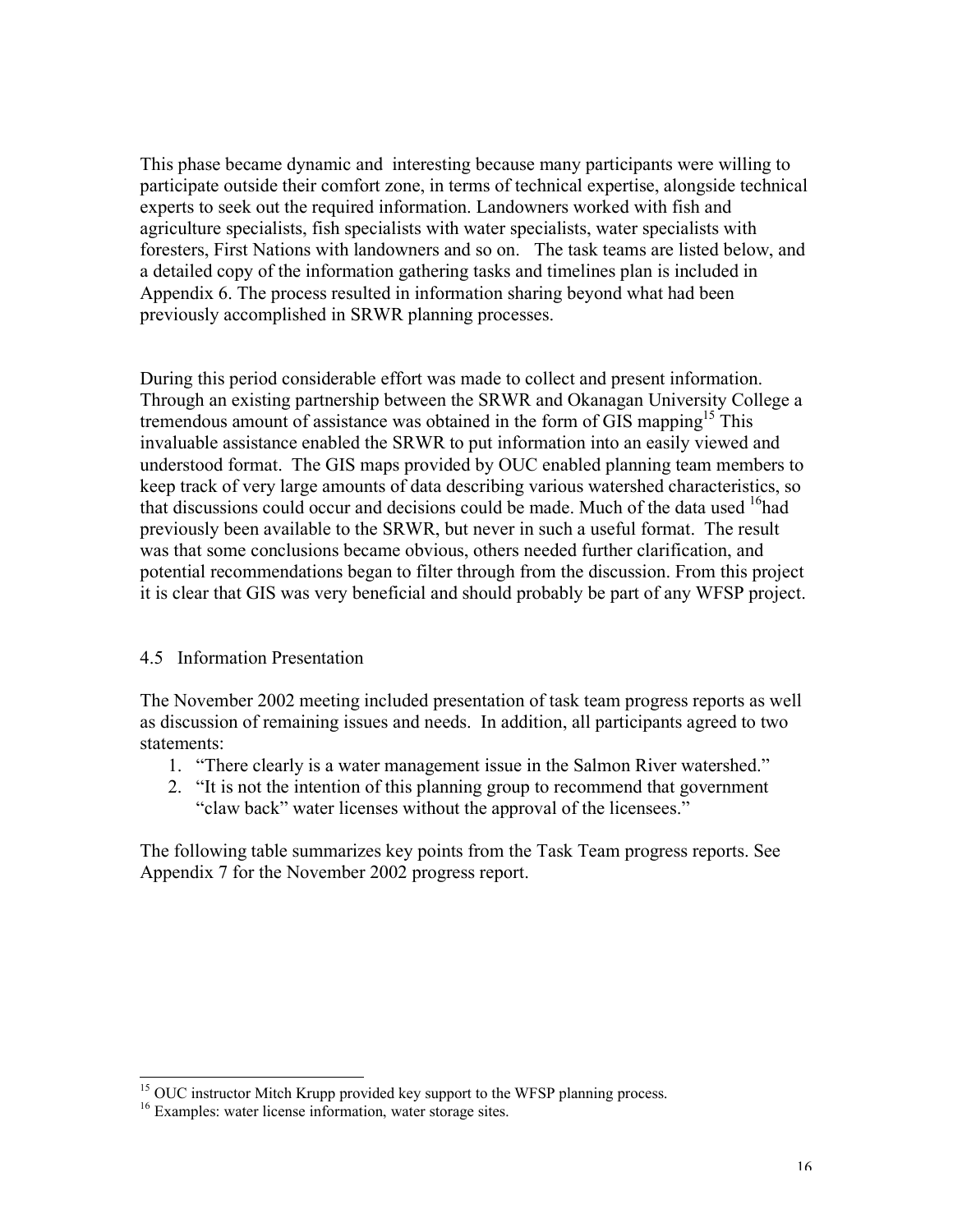This phase became dynamic and interesting because many participants were willing to participate outside their comfort zone, in terms of technical expertise, alongside technical experts to seek out the required information. Landowners worked with fish and agriculture specialists, fish specialists with water specialists, water specialists with foresters, First Nations with landowners and so on. The task teams are listed below, and a detailed copy of the information gathering tasks and timelines plan is included in Appendix 6. The process resulted in information sharing beyond what had been previously accomplished in SRWR planning processes.

During this period considerable effort was made to collect and present information. Through an existing partnership between the SRWR and Okanagan University College a tremendous amount of assistance was obtained in the form of GIS mapping[15] This invaluable assistance enabled the SRWR to put information into an easily viewed and understood format. The GIS maps provided by OUC enabled planning team members to keep track of very large amounts of data describing various watershed characteristics, so that discussions could occur and decisions could be made. Much of the data used [16]had previously been available to the SRWR, but never in such a useful format. The result was that some conclusions became obvious, others needed further clarification, and potential recommendations began to filter through from the discussion. From this project it is clear that GIS was very beneficial and should probably be part of any WFSP project.

## 4.5 Information Presentation

The November 2002 meeting included presentation of task team progress reports as well as discussion of remaining issues and needs. In addition, all participants agreed to two statements:

1. "There clearly is a water management issue in the Salmon River watershed."
2. "It is not the intention of this planning group to recommend that government "claw back" water licenses without the approval of the licensees."

The following table summarizes key points from the Task Team progress reports. See Appendix 7 for the November 2002 progress report.

---

[15] OUC instructor Mitch Krupp provided key support to the WFSP planning process.

[16] Examples: water license information, water storage sites.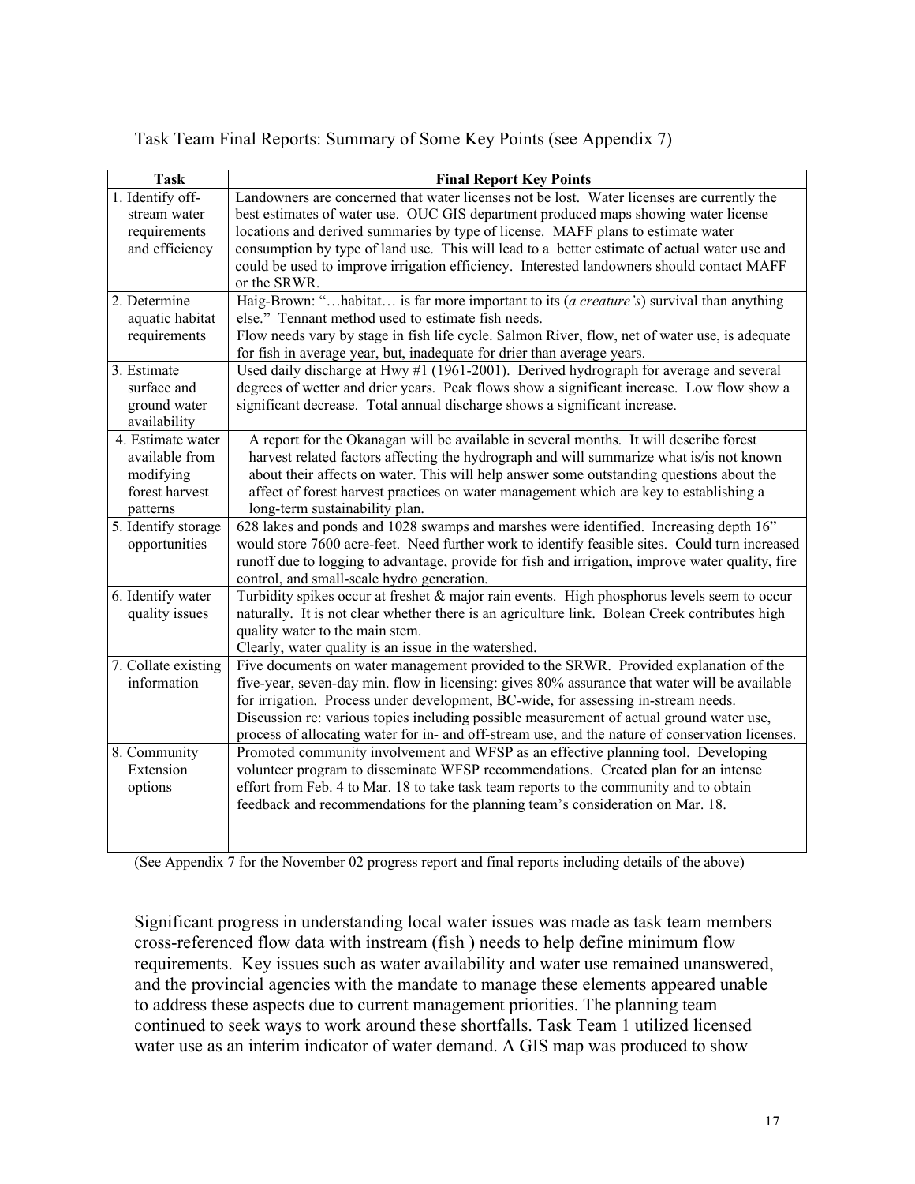Task Team Final Reports: Summary of Some Key Points (see Appendix 7)

| Task | Final Report Key Points |
| --- | --- |
| 1. Identify off-stream water requirements and efficiency | Landowners are concerned that water licenses not be lost. Water licenses are currently the best estimates of water use. OUC GIS department produced maps showing water license locations and derived summaries by type of license. MAFF plans to estimate water consumption by type of land use. This will lead to a better estimate of actual water use and could be used to improve irrigation efficiency. Interested landowners should contact MAFF or the SRWR. |
| 2. Determine aquatic habitat requirements | Haig-Brown: "…habitat… is far more important to its (*a creature's*) survival than anything else." Tennant method used to estimate fish needs.<br>Flow needs vary by stage in fish life cycle. Salmon River, flow, net of water use, is adequate for fish in average year, but, inadequate for drier than average years. |
| 3. Estimate surface and ground water availability | Used daily discharge at Hwy #1 (1961-2001). Derived hydrograph for average and several degrees of wetter and drier years. Peak flows show a significant increase. Low flow show a significant decrease. Total annual discharge shows a significant increase. |
| 4. Estimate water available from modifying forest harvest patterns | A report for the Okanagan will be available in several months. It will describe forest harvest related factors affecting the hydrograph and will summarize what is/is not known about their affects on water. This will help answer some outstanding questions about the affect of forest harvest practices on water management which are key to establishing a long-term sustainability plan. |
| 5. Identify storage opportunities | 628 lakes and ponds and 1028 swamps and marshes were identified. Increasing depth 16" would store 7600 acre-feet. Need further work to identify feasible sites. Could turn increased runoff due to logging to advantage, provide for fish and irrigation, improve water quality, fire control, and small-scale hydro generation. |
| 6. Identify water quality issues | Turbidity spikes occur at freshet & major rain events. High phosphorus levels seem to occur naturally. It is not clear whether there is an agriculture link. Bolean Creek contributes high quality water to the main stem.<br>Clearly, water quality is an issue in the watershed. |
| 7. Collate existing information | Five documents on water management provided to the SRWR. Provided explanation of the five-year, seven-day min. flow in licensing: gives 80% assurance that water will be available for irrigation. Process under development, BC-wide, for assessing in-stream needs. Discussion re: various topics including possible measurement of actual ground water use, process of allocating water for in- and off-stream use, and the nature of conservation licenses. |
| 8. Community Extension options | Promoted community involvement and WFSP as an effective planning tool. Developing volunteer program to disseminate WFSP recommendations. Created plan for an intense effort from Feb. 4 to Mar. 18 to take task team reports to the community and to obtain feedback and recommendations for the planning team's consideration on Mar. 18. |

(See Appendix 7 for the November 02 progress report and final reports including details of the above)

Significant progress in understanding local water issues was made as task team members cross-referenced flow data with instream (fish ) needs to help define minimum flow requirements. Key issues such as water availability and water use remained unanswered, and the provincial agencies with the mandate to manage these elements appeared unable to address these aspects due to current management priorities. The planning team continued to seek ways to work around these shortfalls. Task Team 1 utilized licensed water use as an interim indicator of water demand. A GIS map was produced to show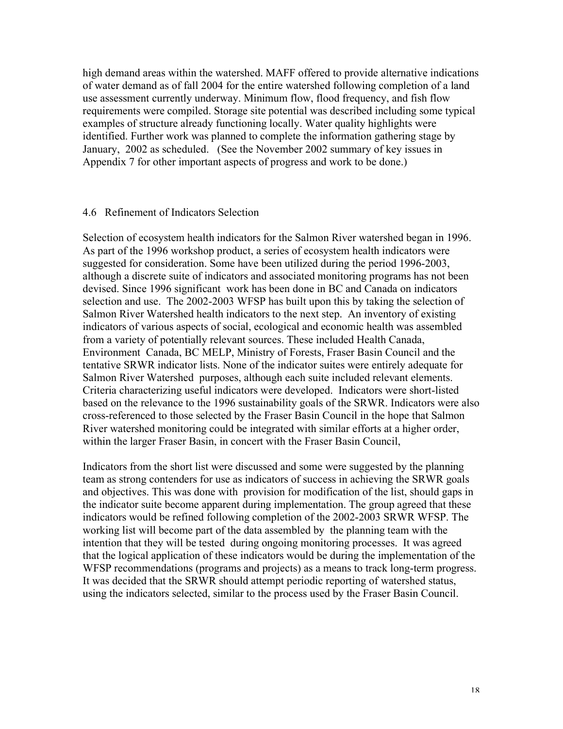high demand areas within the watershed. MAFF offered to provide alternative indications of water demand as of fall 2004 for the entire watershed following completion of a land use assessment currently underway. Minimum flow, flood frequency, and fish flow requirements were compiled. Storage site potential was described including some typical examples of structure already functioning locally. Water quality highlights were identified. Further work was planned to complete the information gathering stage by January, 2002 as scheduled. (See the November 2002 summary of key issues in Appendix 7 for other important aspects of progress and work to be done.)

## 4.6 Refinement of Indicators Selection

Selection of ecosystem health indicators for the Salmon River watershed began in 1996. As part of the 1996 workshop product, a series of ecosystem health indicators were suggested for consideration. Some have been utilized during the period 1996-2003, although a discrete suite of indicators and associated monitoring programs has not been devised. Since 1996 significant work has been done in BC and Canada on indicators selection and use. The 2002-2003 WFSP has built upon this by taking the selection of Salmon River Watershed health indicators to the next step. An inventory of existing indicators of various aspects of social, ecological and economic health was assembled from a variety of potentially relevant sources. These included Health Canada, Environment Canada, BC MELP, Ministry of Forests, Fraser Basin Council and the tentative SRWR indicator lists. None of the indicator suites were entirely adequate for Salmon River Watershed purposes, although each suite included relevant elements. Criteria characterizing useful indicators were developed. Indicators were short-listed based on the relevance to the 1996 sustainability goals of the SRWR. Indicators were also cross-referenced to those selected by the Fraser Basin Council in the hope that Salmon River watershed monitoring could be integrated with similar efforts at a higher order, within the larger Fraser Basin, in concert with the Fraser Basin Council,

Indicators from the short list were discussed and some were suggested by the planning team as strong contenders for use as indicators of success in achieving the SRWR goals and objectives. This was done with provision for modification of the list, should gaps in the indicator suite become apparent during implementation. The group agreed that these indicators would be refined following completion of the 2002-2003 SRWR WFSP. The working list will become part of the data assembled by the planning team with the intention that they will be tested during ongoing monitoring processes. It was agreed that the logical application of these indicators would be during the implementation of the WFSP recommendations (programs and projects) as a means to track long-term progress. It was decided that the SRWR should attempt periodic reporting of watershed status, using the indicators selected, similar to the process used by the Fraser Basin Council.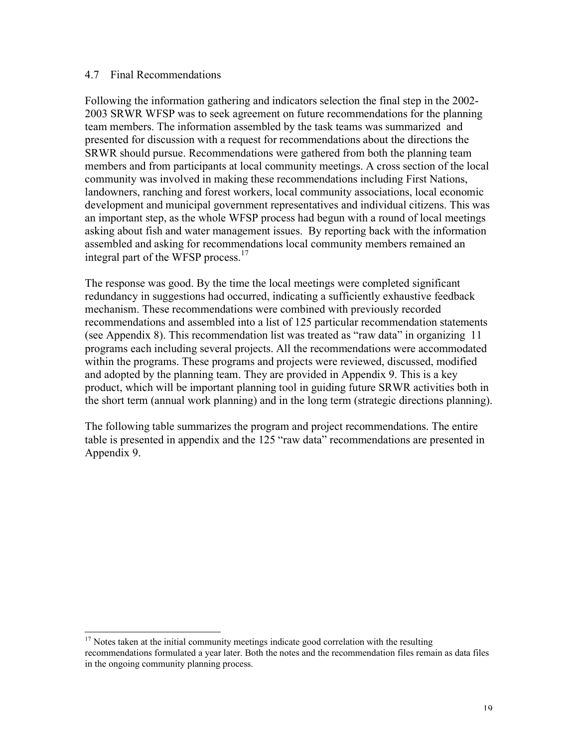## 4.7 Final Recommendations

Following the information gathering and indicators selection the final step in the 2002-2003 SRWR WFSP was to seek agreement on future recommendations for the planning team members. The information assembled by the task teams was summarized and presented for discussion with a request for recommendations about the directions the SRWR should pursue. Recommendations were gathered from both the planning team members and from participants at local community meetings. A cross section of the local community was involved in making these recommendations including First Nations, landowners, ranching and forest workers, local community associations, local economic development and municipal government representatives and individual citizens. This was an important step, as the whole WFSP process had begun with a round of local meetings asking about fish and water management issues. By reporting back with the information assembled and asking for recommendations local community members remained an integral part of the WFSP process.[17]

The response was good. By the time the local meetings were completed significant redundancy in suggestions had occurred, indicating a sufficiently exhaustive feedback mechanism. These recommendations were combined with previously recorded recommendations and assembled into a list of 125 particular recommendation statements (see Appendix 8). This recommendation list was treated as "raw data" in organizing 11 programs each including several projects. All the recommendations were accommodated within the programs. These programs and projects were reviewed, discussed, modified and adopted by the planning team. They are provided in Appendix 9. This is a key product, which will be important planning tool in guiding future SRWR activities both in the short term (annual work planning) and in the long term (strategic directions planning).

The following table summarizes the program and project recommendations. The entire table is presented in appendix and the 125 "raw data" recommendations are presented in Appendix 9.

---

[17] Notes taken at the initial community meetings indicate good correlation with the resulting recommendations formulated a year later. Both the notes and the recommendation files remain as data files in the ongoing community planning process.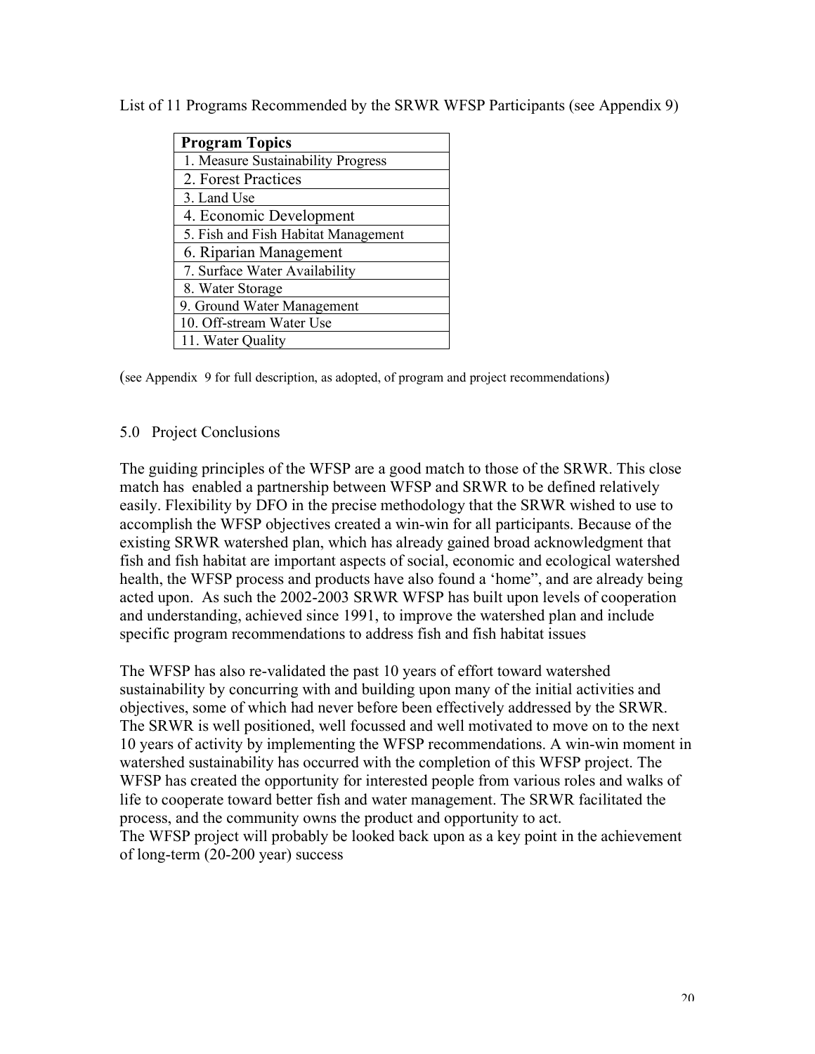List of 11 Programs Recommended by the SRWR WFSP Participants (see Appendix 9)

| Program Topics |
| --- |
| 1. Measure Sustainability Progress |
| 2. Forest Practices |
| 3. Land Use |
| 4. Economic Development |
| 5. Fish and Fish Habitat Management |
| 6. Riparian Management |
| 7. Surface Water Availability |
| 8. Water Storage |
| 9. Ground Water Management |
| 10. Off-stream Water Use |
| 11. Water Quality |

(see Appendix 9 for full description, as adopted, of program and project recommendations)

## 5.0 Project Conclusions

The guiding principles of the WFSP are a good match to those of the SRWR. This close match has enabled a partnership between WFSP and SRWR to be defined relatively easily. Flexibility by DFO in the precise methodology that the SRWR wished to use to accomplish the WFSP objectives created a win-win for all participants. Because of the existing SRWR watershed plan, which has already gained broad acknowledgment that fish and fish habitat are important aspects of social, economic and ecological watershed health, the WFSP process and products have also found a 'home", and are already being acted upon. As such the 2002-2003 SRWR WFSP has built upon levels of cooperation and understanding, achieved since 1991, to improve the watershed plan and include specific program recommendations to address fish and fish habitat issues

The WFSP has also re-validated the past 10 years of effort toward watershed sustainability by concurring with and building upon many of the initial activities and objectives, some of which had never before been effectively addressed by the SRWR. The SRWR is well positioned, well focussed and well motivated to move on to the next 10 years of activity by implementing the WFSP recommendations. A win-win moment in watershed sustainability has occurred with the completion of this WFSP project. The WFSP has created the opportunity for interested people from various roles and walks of life to cooperate toward better fish and water management. The SRWR facilitated the process, and the community owns the product and opportunity to act.
The WFSP project will probably be looked back upon as a key point in the achievement of long-term (20-200 year) success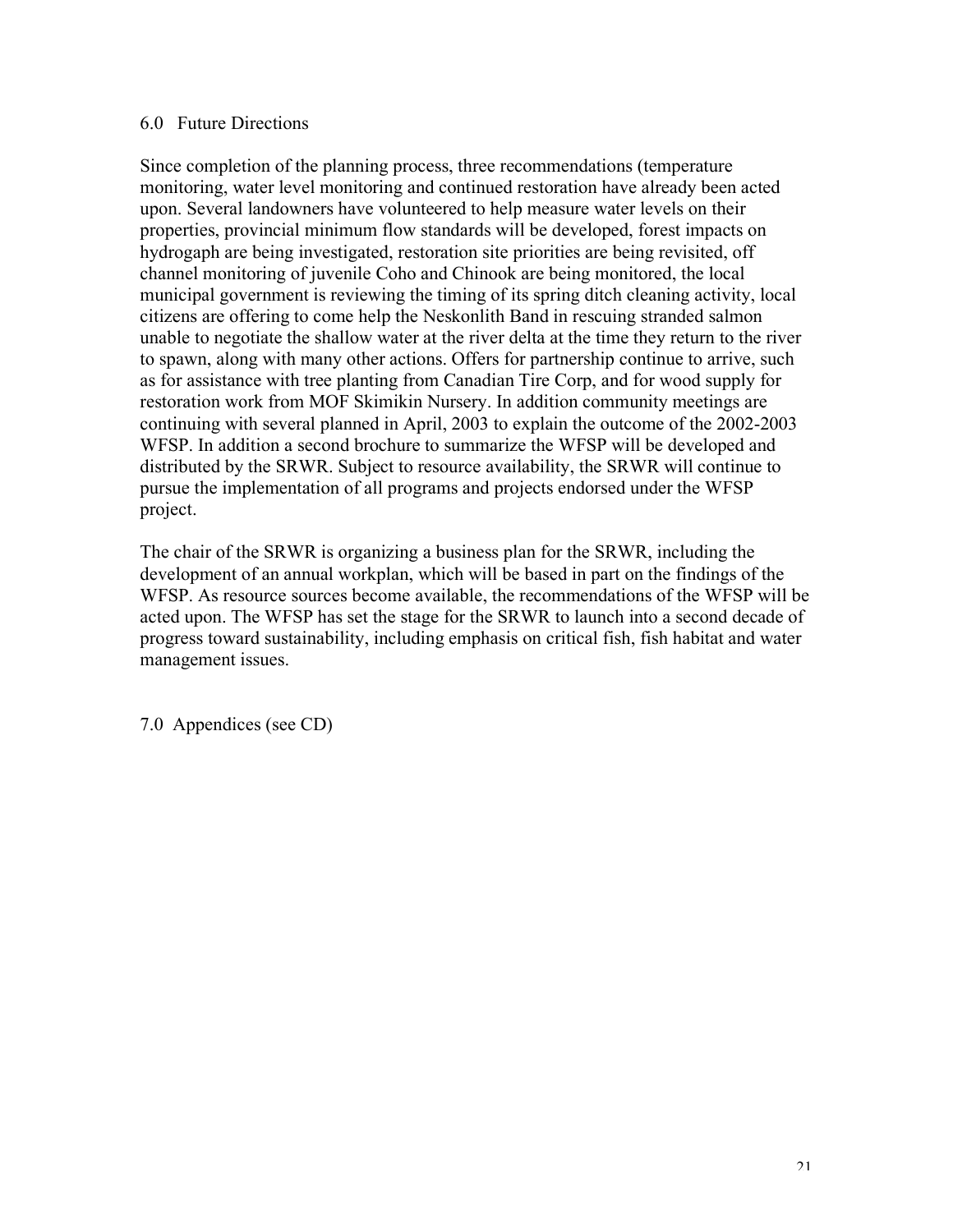## 6.0 Future Directions

Since completion of the planning process, three recommendations (temperature monitoring, water level monitoring and continued restoration have already been acted upon. Several landowners have volunteered to help measure water levels on their properties, provincial minimum flow standards will be developed, forest impacts on hydrogaph are being investigated, restoration site priorities are being revisited, off channel monitoring of juvenile Coho and Chinook are being monitored, the local municipal government is reviewing the timing of its spring ditch cleaning activity, local citizens are offering to come help the Neskonlith Band in rescuing stranded salmon unable to negotiate the shallow water at the river delta at the time they return to the river to spawn, along with many other actions. Offers for partnership continue to arrive, such as for assistance with tree planting from Canadian Tire Corp, and for wood supply for restoration work from MOF Skimikin Nursery. In addition community meetings are continuing with several planned in April, 2003 to explain the outcome of the 2002-2003 WFSP. In addition a second brochure to summarize the WFSP will be developed and distributed by the SRWR. Subject to resource availability, the SRWR will continue to pursue the implementation of all programs and projects endorsed under the WFSP project.

The chair of the SRWR is organizing a business plan for the SRWR, including the development of an annual workplan, which will be based in part on the findings of the WFSP. As resource sources become available, the recommendations of the WFSP will be acted upon. The WFSP has set the stage for the SRWR to launch into a second decade of progress toward sustainability, including emphasis on critical fish, fish habitat and water management issues.

## 7.0 Appendices (see CD)